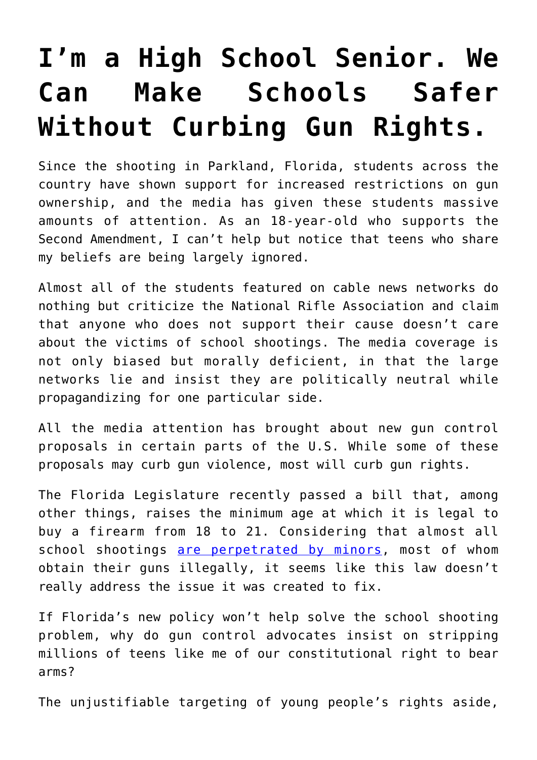# I'm a High School Senior. We Can Make Schools Safer Without Curbing Gun Rights.

Since the shooting in Parkland, Florida, students across the country have shown support for increased restrictions on gun ownership, and the media has given these students massive amounts of attention. As an 18-year-old who supports the Second Amendment, I can't help but notice that teens who share my beliefs are being largely ignored.

Almost all of the students featured on cable news networks do nothing but criticize the National Rifle Association and claim that anyone who does not support their cause doesn't care about the victims of school shootings. The media coverage is not only biased but morally deficient, in that the large networks lie and insist they are politically neutral while propagandizing for one particular side.

All the media attention has brought about new gun control proposals in certain parts of the U.S. While some of these proposals may curb gun violence, most will curb gun rights.

The Florida Legislature recently passed a bill that, among other things, raises the minimum age at which it is legal to buy a firearm from 18 to 21. Considering that almost all school shootings are perpetrated by minors, most of whom obtain their guns illegally, it seems like this law doesn't really address the issue it was created to fix.

If Florida's new policy won't help solve the school shooting problem, why do gun control advocates insist on stripping millions of teens like me of our constitutional right to bear arms?

The unjustifiable targeting of young people's rights aside,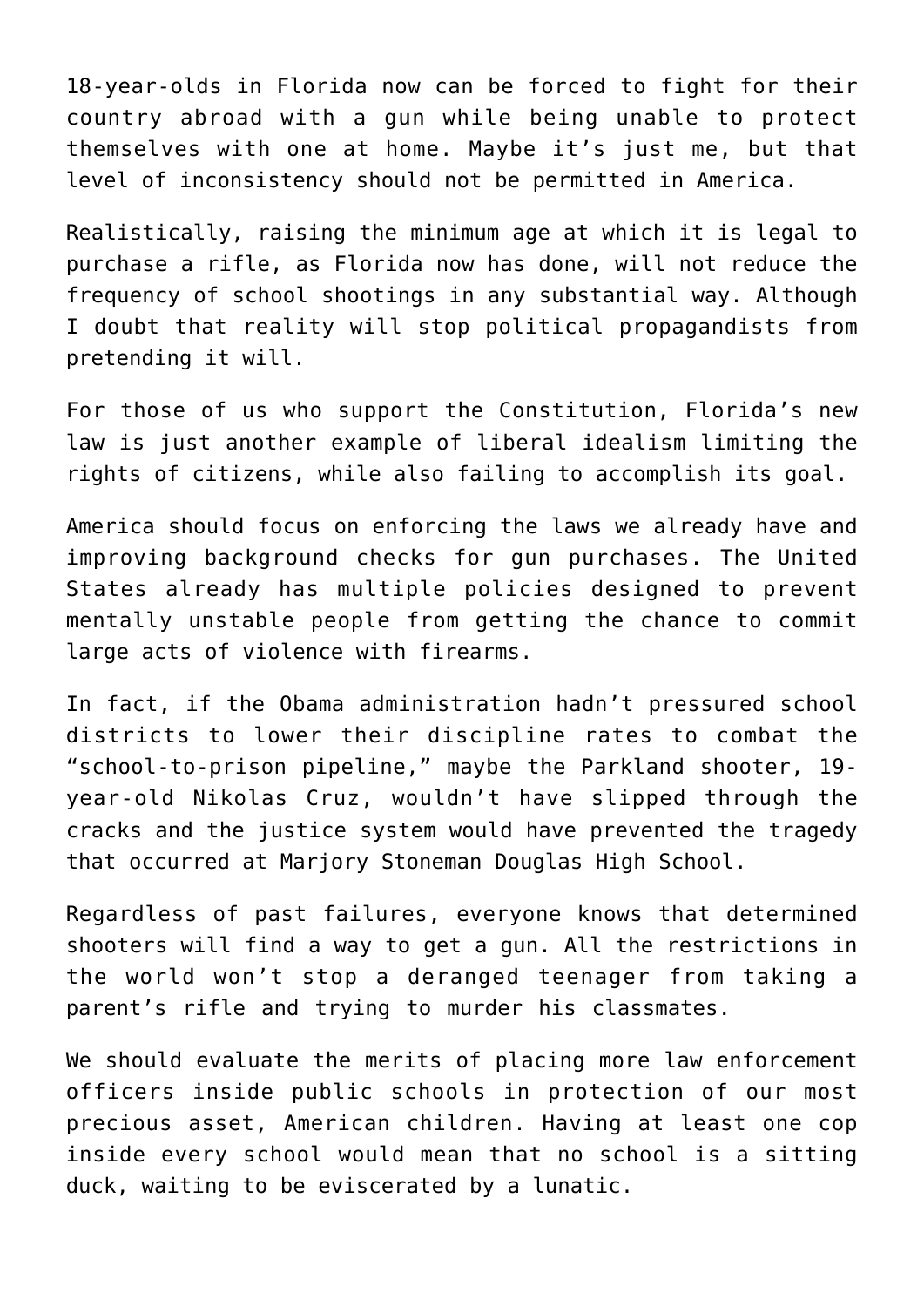18-year-olds in Florida now can be forced to fight for their country abroad with a gun while being unable to protect themselves with one at home. Maybe it's just me, but that level of inconsistency should not be permitted in America.

Realistically, raising the minimum age at which it is legal to purchase a rifle, as Florida now has done, will not reduce the frequency of school shootings in any substantial way. Although I doubt that reality will stop political propagandists from pretending it will.

For those of us who support the Constitution, Florida's new law is just another example of liberal idealism limiting the rights of citizens, while also failing to accomplish its goal.

America should focus on enforcing the laws we already have and improving background checks for gun purchases. The United States already has multiple policies designed to prevent mentally unstable people from getting the chance to commit large acts of violence with firearms.

In fact, if the Obama administration hadn't pressured school districts to lower their discipline rates to combat the "school-to-prison pipeline," maybe the Parkland shooter, 19-year-old Nikolas Cruz, wouldn't have slipped through the cracks and the justice system would have prevented the tragedy that occurred at Marjory Stoneman Douglas High School.

Regardless of past failures, everyone knows that determined shooters will find a way to get a gun. All the restrictions in the world won't stop a deranged teenager from taking a parent's rifle and trying to murder his classmates.

We should evaluate the merits of placing more law enforcement officers inside public schools in protection of our most precious asset, American children. Having at least one cop inside every school would mean that no school is a sitting duck, waiting to be eviscerated by a lunatic.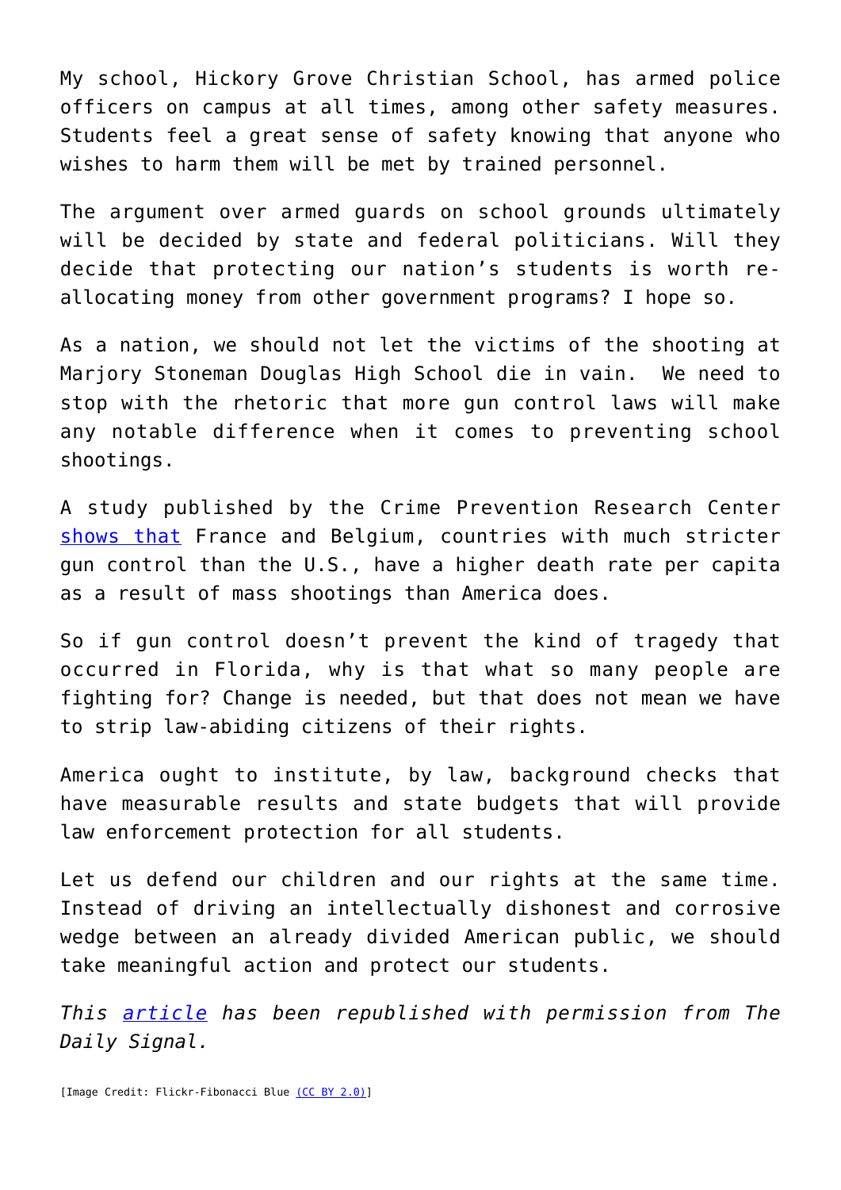My school, Hickory Grove Christian School, has armed police officers on campus at all times, among other safety measures. Students feel a great sense of safety knowing that anyone who wishes to harm them will be met by trained personnel.

The argument over armed guards on school grounds ultimately will be decided by state and federal politicians. Will they decide that protecting our nation's students is worth re-allocating money from other government programs? I hope so.

As a nation, we should not let the victims of the shooting at Marjory Stoneman Douglas High School die in vain. We need to stop with the rhetoric that more gun control laws will make any notable difference when it comes to preventing school shootings.

A study published by the Crime Prevention Research Center shows that France and Belgium, countries with much stricter gun control than the U.S., have a higher death rate per capita as a result of mass shootings than America does.

So if gun control doesn't prevent the kind of tragedy that occurred in Florida, why is that what so many people are fighting for? Change is needed, but that does not mean we have to strip law-abiding citizens of their rights.

America ought to institute, by law, background checks that have measurable results and state budgets that will provide law enforcement protection for all students.

Let us defend our children and our rights at the same time. Instead of driving an intellectually dishonest and corrosive wedge between an already divided American public, we should take meaningful action and protect our students.

*This article has been republished with permission from The Daily Signal.*

[Image Credit: Flickr-Fibonacci Blue (CC BY 2.0)]